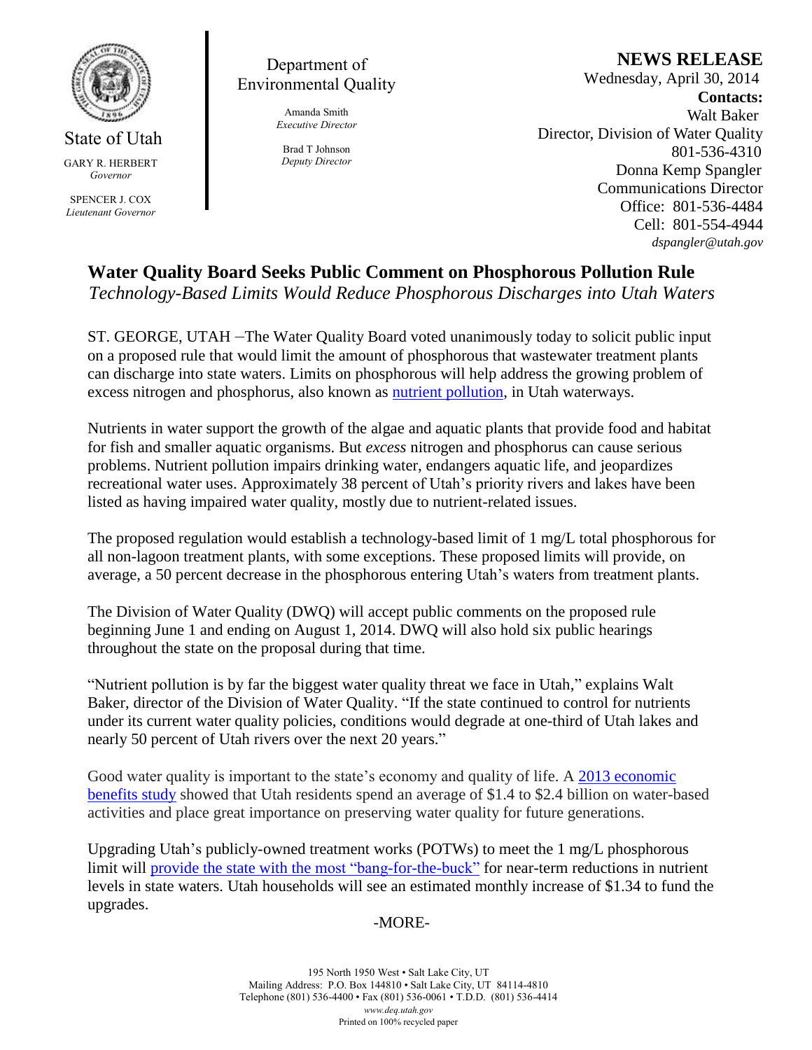State of Utah

GARY R. HERBERT
*Governor*

SPENCER J. COX
*Lieutenant Governor*

Department of Environmental Quality

Amanda Smith
*Executive Director*

Brad T Johnson
*Deputy Director*

**NEWS RELEASE**

Wednesday, April 30, 2014

**Contacts:**

Walt Baker
Director, Division of Water Quality
801-536-4310

Donna Kemp Spangler
Communications Director
Office: 801-536-4484
Cell: 801-554-4944
*dspangler@utah.gov*

# Water Quality Board Seeks Public Comment on Phosphorous Pollution Rule

*Technology-Based Limits Would Reduce Phosphorous Discharges into Utah Waters*

ST. GEORGE, UTAH –The Water Quality Board voted unanimously today to solicit public input on a proposed rule that would limit the amount of phosphorous that wastewater treatment plants can discharge into state waters. Limits on phosphorous will help address the growing problem of excess nitrogen and phosphorus, also known as nutrient pollution, in Utah waterways.

Nutrients in water support the growth of the algae and aquatic plants that provide food and habitat for fish and smaller aquatic organisms. But *excess* nitrogen and phosphorus can cause serious problems. Nutrient pollution impairs drinking water, endangers aquatic life, and jeopardizes recreational water uses. Approximately 38 percent of Utah's priority rivers and lakes have been listed as having impaired water quality, mostly due to nutrient-related issues.

The proposed regulation would establish a technology-based limit of 1 mg/L total phosphorous for all non-lagoon treatment plants, with some exceptions. These proposed limits will provide, on average, a 50 percent decrease in the phosphorous entering Utah's waters from treatment plants.

The Division of Water Quality (DWQ) will accept public comments on the proposed rule beginning June 1 and ending on August 1, 2014. DWQ will also hold six public hearings throughout the state on the proposal during that time.

"Nutrient pollution is by far the biggest water quality threat we face in Utah," explains Walt Baker, director of the Division of Water Quality. "If the state continued to control for nutrients under its current water quality policies, conditions would degrade at one-third of Utah lakes and nearly 50 percent of Utah rivers over the next 20 years."

Good water quality is important to the state's economy and quality of life. A 2013 economic benefits study showed that Utah residents spend an average of $1.4 to $2.4 billion on water-based activities and place great importance on preserving water quality for future generations.

Upgrading Utah's publicly-owned treatment works (POTWs) to meet the 1 mg/L phosphorous limit will provide the state with the most "bang-for-the-buck" for near-term reductions in nutrient levels in state waters. Utah households will see an estimated monthly increase of $1.34 to fund the upgrades.

-MORE-

195 North 1950 West • Salt Lake City, UT
Mailing Address: P.O. Box 144810 • Salt Lake City, UT 84114-4810
Telephone (801) 536-4400 • Fax (801) 536-0061 • T.D.D. (801) 536-4414
*www.deq.utah.gov*
Printed on 100% recycled paper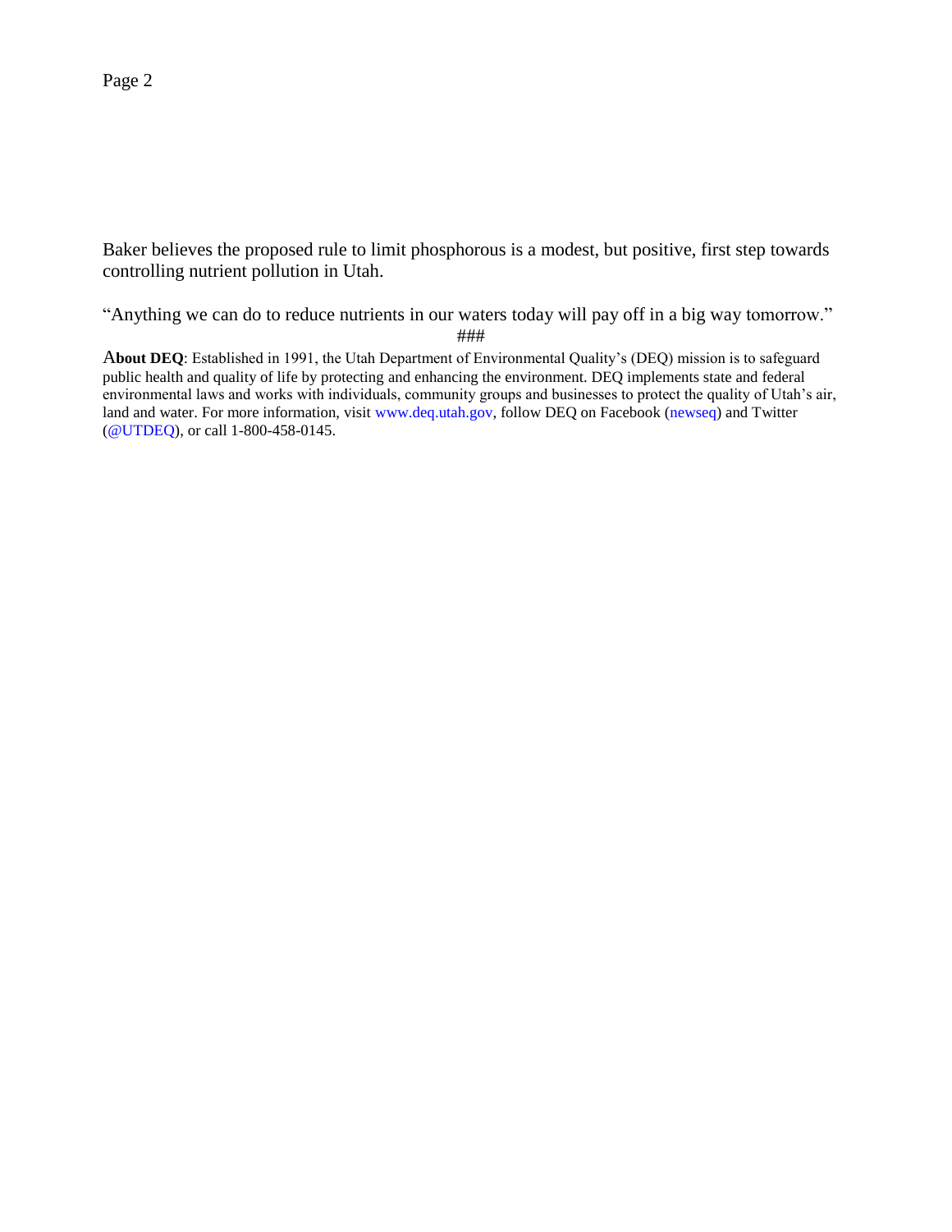Baker believes the proposed rule to limit phosphorous is a modest, but positive, first step towards controlling nutrient pollution in Utah.

"Anything we can do to reduce nutrients in our waters today will pay off in a big way tomorrow."

###

**About DEQ**: Established in 1991, the Utah Department of Environmental Quality's (DEQ) mission is to safeguard public health and quality of life by protecting and enhancing the environment. DEQ implements state and federal environmental laws and works with individuals, community groups and businesses to protect the quality of Utah's air, land and water. For more information, visit www.deq.utah.gov, follow DEQ on Facebook (newseq) and Twitter (@UTDEQ), or call 1-800-458-0145.